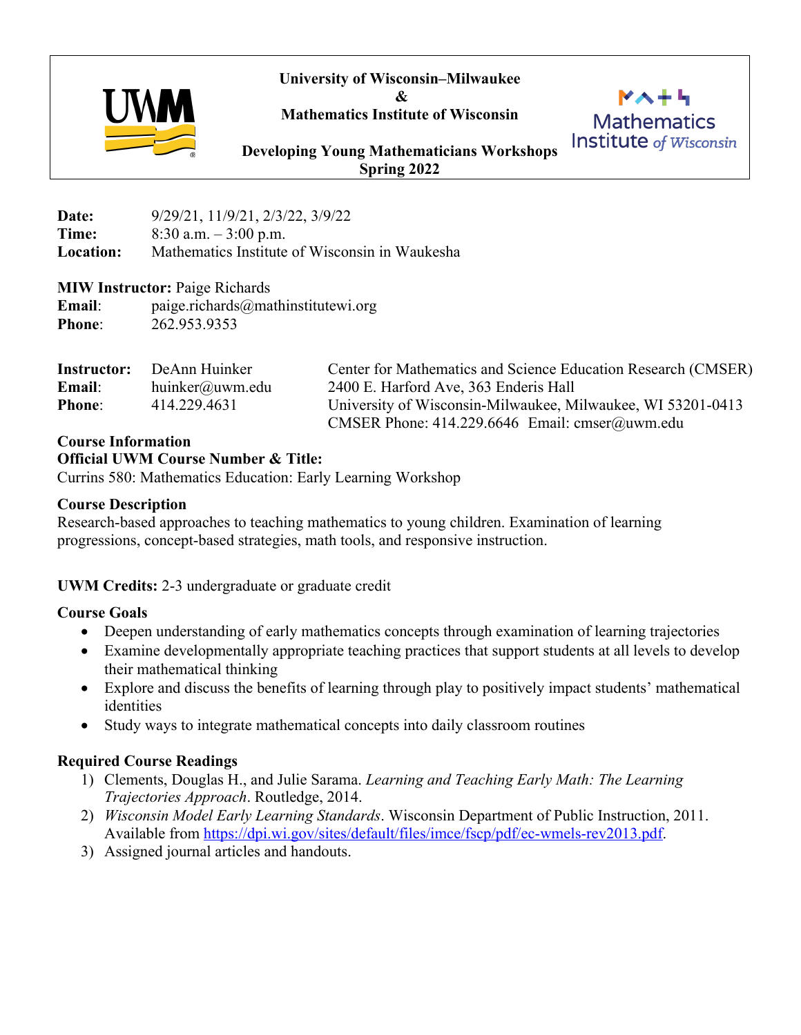**University of Wisconsin–Milwaukee**
**&**
**Mathematics Institute of Wisconsin**

**Developing Young Mathematicians Workshops**
**Spring 2022**

**Date:** 9/29/21, 11/9/21, 2/3/22, 3/9/22
**Time:** 8:30 a.m. – 3:00 p.m.
**Location:** Mathematics Institute of Wisconsin in Waukesha

**MIW Instructor:** Paige Richards
**Email**: paige.richards@mathinstitutewi.org
**Phone**: 262.953.9353

**Instructor:** DeAnn Huinker
**Email**: huinker@uwm.edu
**Phone**: 414.229.4631

Center for Mathematics and Science Education Research (CMSER)
2400 E. Harford Ave, 363 Enderis Hall
University of Wisconsin-Milwaukee, Milwaukee, WI 53201-0413
CMSER Phone: 414.229.6646 Email: cmser@uwm.edu

**Course Information**
**Official UWM Course Number & Title:**
Currins 580: Mathematics Education: Early Learning Workshop

**Course Description**
Research-based approaches to teaching mathematics to young children. Examination of learning progressions, concept-based strategies, math tools, and responsive instruction.

**UWM Credits:** 2-3 undergraduate or graduate credit

**Course Goals**

- Deepen understanding of early mathematics concepts through examination of learning trajectories
- Examine developmentally appropriate teaching practices that support students at all levels to develop their mathematical thinking
- Explore and discuss the benefits of learning through play to positively impact students' mathematical identities
- Study ways to integrate mathematical concepts into daily classroom routines

**Required Course Readings**

1) Clements, Douglas H., and Julie Sarama. *Learning and Teaching Early Math: The Learning Trajectories Approach*. Routledge, 2014.
2) *Wisconsin Model Early Learning Standards*. Wisconsin Department of Public Instruction, 2011. Available from https://dpi.wi.gov/sites/default/files/imce/fscp/pdf/ec-wmels-rev2013.pdf.
3) Assigned journal articles and handouts.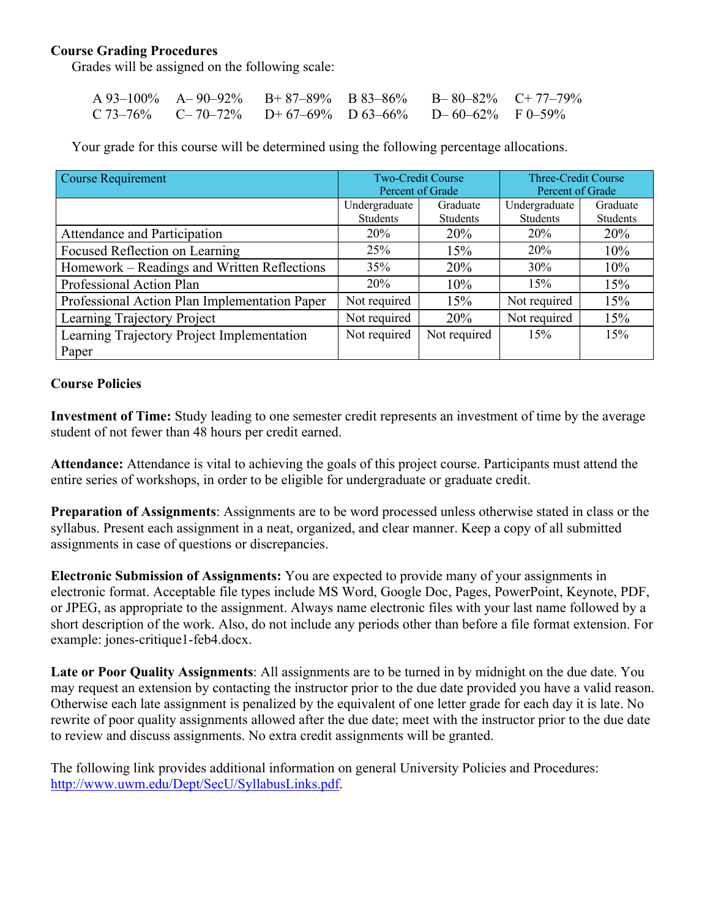**Course Grading Procedures**

Grades will be assigned on the following scale:

| | | | | | |
|---|---|---|---|---|---|
| A 93–100% | A– 90–92% | B+ 87–89% | B 83–86% | B– 80–82% | C+ 77–79% |
| C 73–76% | C– 70–72% | D+ 67–69% | D 63–66% | D– 60–62% | F 0–59% |

Your grade for this course will be determined using the following percentage allocations.

| Course Requirement | Two-Credit Course Percent of Grade | | Three-Credit Course Percent of Grade | |
|---|---|---|---|---|
| | Undergraduate Students | Graduate Students | Undergraduate Students | Graduate Students |
| Attendance and Participation | 20% | 20% | 20% | 20% |
| Focused Reflection on Learning | 25% | 15% | 20% | 10% |
| Homework – Readings and Written Reflections | 35% | 20% | 30% | 10% |
| Professional Action Plan | 20% | 10% | 15% | 15% |
| Professional Action Plan Implementation Paper | Not required | 15% | Not required | 15% |
| Learning Trajectory Project | Not required | 20% | Not required | 15% |
| Learning Trajectory Project Implementation Paper | Not required | Not required | 15% | 15% |

**Course Policies**

**Investment of Time:** Study leading to one semester credit represents an investment of time by the average student of not fewer than 48 hours per credit earned.

**Attendance:** Attendance is vital to achieving the goals of this project course. Participants must attend the entire series of workshops, in order to be eligible for undergraduate or graduate credit.

**Preparation of Assignments**: Assignments are to be word processed unless otherwise stated in class or the syllabus. Present each assignment in a neat, organized, and clear manner. Keep a copy of all submitted assignments in case of questions or discrepancies.

**Electronic Submission of Assignments:** You are expected to provide many of your assignments in electronic format. Acceptable file types include MS Word, Google Doc, Pages, PowerPoint, Keynote, PDF, or JPEG, as appropriate to the assignment. Always name electronic files with your last name followed by a short description of the work. Also, do not include any periods other than before a file format extension. For example: jones-critique1-feb4.docx.

**Late or Poor Quality Assignments**: All assignments are to be turned in by midnight on the due date. You may request an extension by contacting the instructor prior to the due date provided you have a valid reason. Otherwise each late assignment is penalized by the equivalent of one letter grade for each day it is late. No rewrite of poor quality assignments allowed after the due date; meet with the instructor prior to the due date to review and discuss assignments. No extra credit assignments will be granted.

The following link provides additional information on general University Policies and Procedures: [http://www.uwm.edu/Dept/SecU/SyllabusLinks.pdf](http://www.uwm.edu/Dept/SecU/SyllabusLinks.pdf).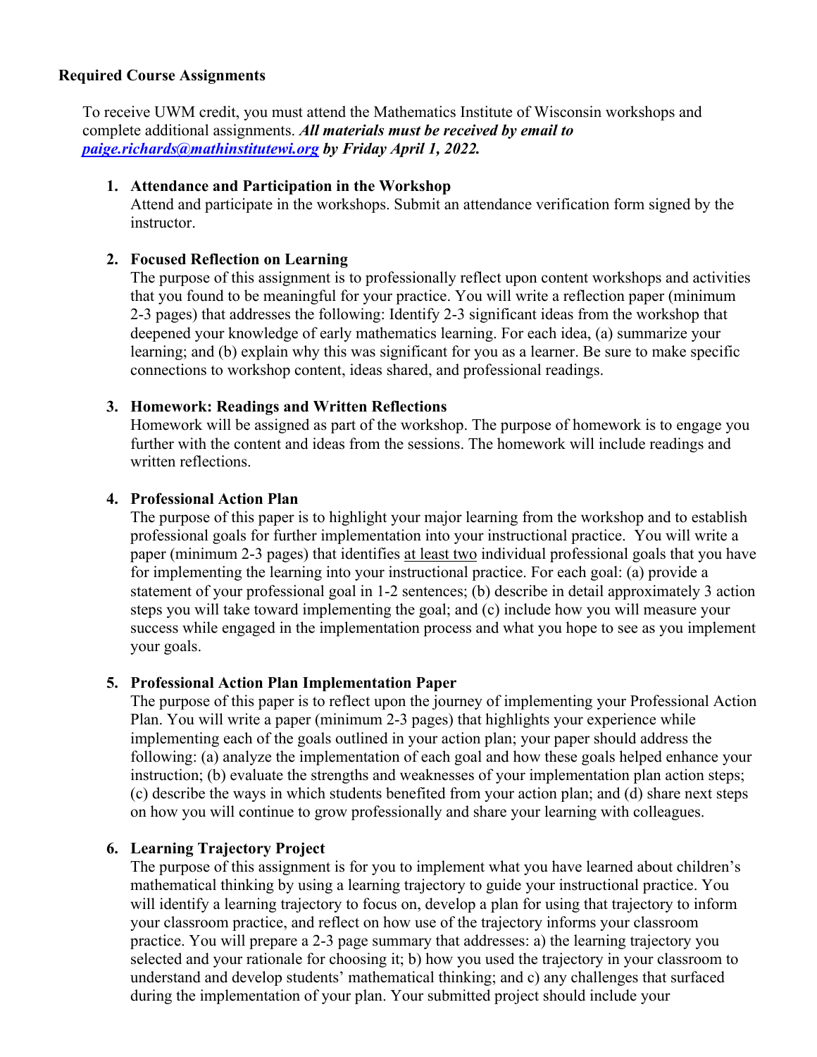**Required Course Assignments**

To receive UWM credit, you must attend the Mathematics Institute of Wisconsin workshops and complete additional assignments. ***All materials must be received by email to [paige.richards@mathinstitutewi.org](mailto:paige.richards@mathinstitutewi.org) by Friday April 1, 2022.***

1. **Attendance and Participation in the Workshop**
   Attend and participate in the workshops. Submit an attendance verification form signed by the instructor.

2. **Focused Reflection on Learning**
   The purpose of this assignment is to professionally reflect upon content workshops and activities that you found to be meaningful for your practice. You will write a reflection paper (minimum 2-3 pages) that addresses the following: Identify 2-3 significant ideas from the workshop that deepened your knowledge of early mathematics learning. For each idea, (a) summarize your learning; and (b) explain why this was significant for you as a learner. Be sure to make specific connections to workshop content, ideas shared, and professional readings.

3. **Homework: Readings and Written Reflections**
   Homework will be assigned as part of the workshop. The purpose of homework is to engage you further with the content and ideas from the sessions. The homework will include readings and written reflections.

4. **Professional Action Plan**
   The purpose of this paper is to highlight your major learning from the workshop and to establish professional goals for further implementation into your instructional practice. You will write a paper (minimum 2-3 pages) that identifies <u>at least two</u> individual professional goals that you have for implementing the learning into your instructional practice. For each goal: (a) provide a statement of your professional goal in 1-2 sentences; (b) describe in detail approximately 3 action steps you will take toward implementing the goal; and (c) include how you will measure your success while engaged in the implementation process and what you hope to see as you implement your goals.

5. **Professional Action Plan Implementation Paper**
   The purpose of this paper is to reflect upon the journey of implementing your Professional Action Plan. You will write a paper (minimum 2-3 pages) that highlights your experience while implementing each of the goals outlined in your action plan; your paper should address the following: (a) analyze the implementation of each goal and how these goals helped enhance your instruction; (b) evaluate the strengths and weaknesses of your implementation plan action steps; (c) describe the ways in which students benefited from your action plan; and (d) share next steps on how you will continue to grow professionally and share your learning with colleagues.

6. **Learning Trajectory Project**
   The purpose of this assignment is for you to implement what you have learned about children's mathematical thinking by using a learning trajectory to guide your instructional practice. You will identify a learning trajectory to focus on, develop a plan for using that trajectory to inform your classroom practice, and reflect on how use of the trajectory informs your classroom practice. You will prepare a 2-3 page summary that addresses: a) the learning trajectory you selected and your rationale for choosing it; b) how you used the trajectory in your classroom to understand and develop students' mathematical thinking; and c) any challenges that surfaced during the implementation of your plan. Your submitted project should include your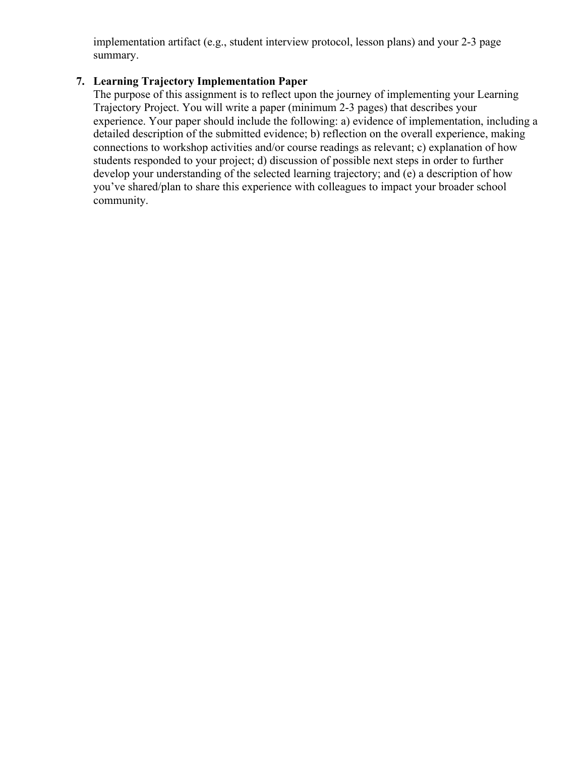implementation artifact (e.g., student interview protocol, lesson plans) and your 2-3 page summary.

7. **Learning Trajectory Implementation Paper**
   The purpose of this assignment is to reflect upon the journey of implementing your Learning Trajectory Project. You will write a paper (minimum 2-3 pages) that describes your experience. Your paper should include the following: a) evidence of implementation, including a detailed description of the submitted evidence; b) reflection on the overall experience, making connections to workshop activities and/or course readings as relevant; c) explanation of how students responded to your project; d) discussion of possible next steps in order to further develop your understanding of the selected learning trajectory; and (e) a description of how you've shared/plan to share this experience with colleagues to impact your broader school community.